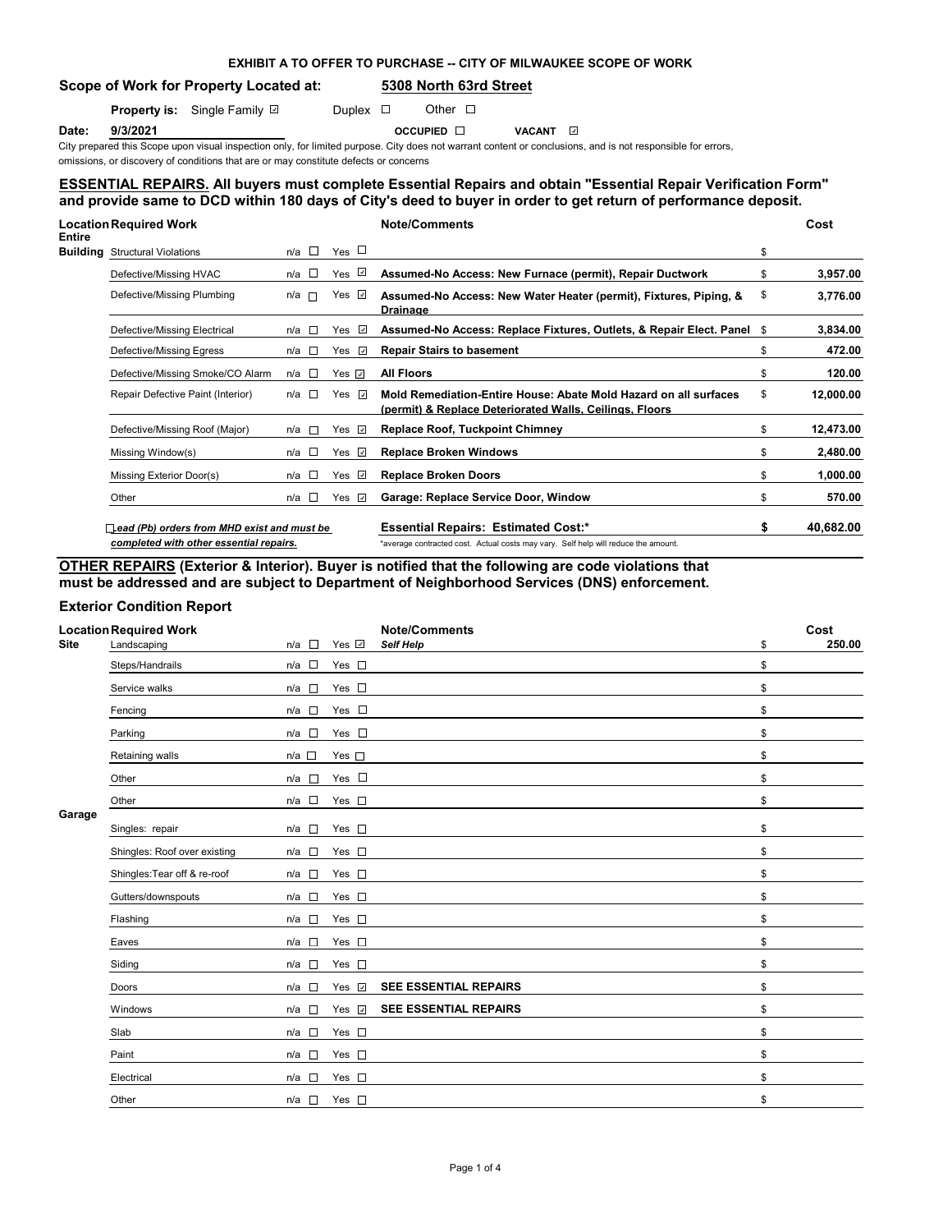**EXHIBIT A TO OFFER TO PURCHASE -- CITY OF MILWAUKEE SCOPE OF WORK**

**Scope of Work for Property Located at:** **5308 North 63rd Street**

**Property is:** Single Family ☑ Duplex ☐ Other ☐

**Date:** **9/3/2021** **OCCUPIED** ☐ **VACANT** ☑

City prepared this Scope upon visual inspection only, for limited purpose. City does not warrant content or conclusions, and is not responsible for errors, omissions, or discovery of conditions that are or may constitute defects or concerns

## ESSENTIAL REPAIRS. All buyers must complete Essential Repairs and obtain "Essential Repair Verification Form" and provide same to DCD within 180 days of City's deed to buyer in order to get return of performance deposit.

| Location | Required Work | n/a | Yes | Note/Comments | Cost |
|---|---|---|---|---|---|
| Entire Building | Structural Violations | ☐ | ☐ | | $ |
| | Defective/Missing HVAC | ☐ | ☑ | **Assumed-No Access: New Furnace (permit), Repair Ductwork** | $ 3,957.00 |
| | Defective/Missing Plumbing | ☐ | ☑ | **Assumed-No Access: New Water Heater (permit), Fixtures, Piping, & Drainage** | $ 3,776.00 |
| | Defective/Missing Electrical | ☐ | ☑ | **Assumed-No Access: Replace Fixtures, Outlets, & Repair Elect. Panel** | $ 3,834.00 |
| | Defective/Missing Egress | ☐ | ☑ | **Repair Stairs to basement** | $ 472.00 |
| | Defective/Missing Smoke/CO Alarm | ☐ | ☑ | **All Floors** | $ 120.00 |
| | Repair Defective Paint (Interior) | ☐ | ☑ | **Mold Remediation-Entire House: Abate Mold Hazard on all surfaces (permit) & Replace Deteriorated Walls, Ceilings, Floors** | $ 12,000.00 |
| | Defective/Missing Roof (Major) | ☐ | ☑ | **Replace Roof, Tuckpoint Chimney** | $ 12,473.00 |
| | Missing Window(s) | ☐ | ☑ | **Replace Broken Windows** | $ 2,480.00 |
| | Missing Exterior Door(s) | ☐ | ☑ | **Replace Broken Doors** | $ 1,000.00 |
| | Other | ☐ | ☑ | **Garage: Replace Service Door, Window** | $ 570.00 |

☐ ***Lead (Pb) orders from MHD exist and must be completed with other essential repairs.***

**Essential Repairs: Estimated Cost:*** **$ 40,682.00**

*average contracted cost. Actual costs may vary. Self help will reduce the amount.

## OTHER REPAIRS (Exterior & Interior). Buyer is notified that the following are code violations that must be addressed and are subject to Department of Neighborhood Services (DNS) enforcement.

### Exterior Condition Report

| Location | Required Work | n/a | Yes | Note/Comments | Cost |
|---|---|---|---|---|---|
| Site | Landscaping | ☐ | ☑ | ***Self Help*** | $ 250.00 |
| | Steps/Handrails | ☐ | ☐ | | $ |
| | Service walks | ☐ | ☐ | | $ |
| | Fencing | ☐ | ☐ | | $ |
| | Parking | ☐ | ☐ | | $ |
| | Retaining walls | ☐ | ☐ | | $ |
| | Other | ☐ | ☐ | | $ |
| | Other | ☐ | ☐ | | $ |
| Garage | Singles: repair | ☐ | ☐ | | $ |
| | Shingles: Roof over existing | ☐ | ☐ | | $ |
| | Shingles:Tear off & re-roof | ☐ | ☐ | | $ |
| | Gutters/downspouts | ☐ | ☐ | | $ |
| | Flashing | ☐ | ☐ | | $ |
| | Eaves | ☐ | ☐ | | $ |
| | Siding | ☐ | ☐ | | $ |
| | Doors | ☐ | ☑ | **SEE ESSENTIAL REPAIRS** | $ |
| | Windows | ☐ | ☑ | **SEE ESSENTIAL REPAIRS** | $ |
| | Slab | ☐ | ☐ | | $ |
| | Paint | ☐ | ☐ | | $ |
| | Electrical | ☐ | ☐ | | $ |
| | Other | ☐ | ☐ | | $ |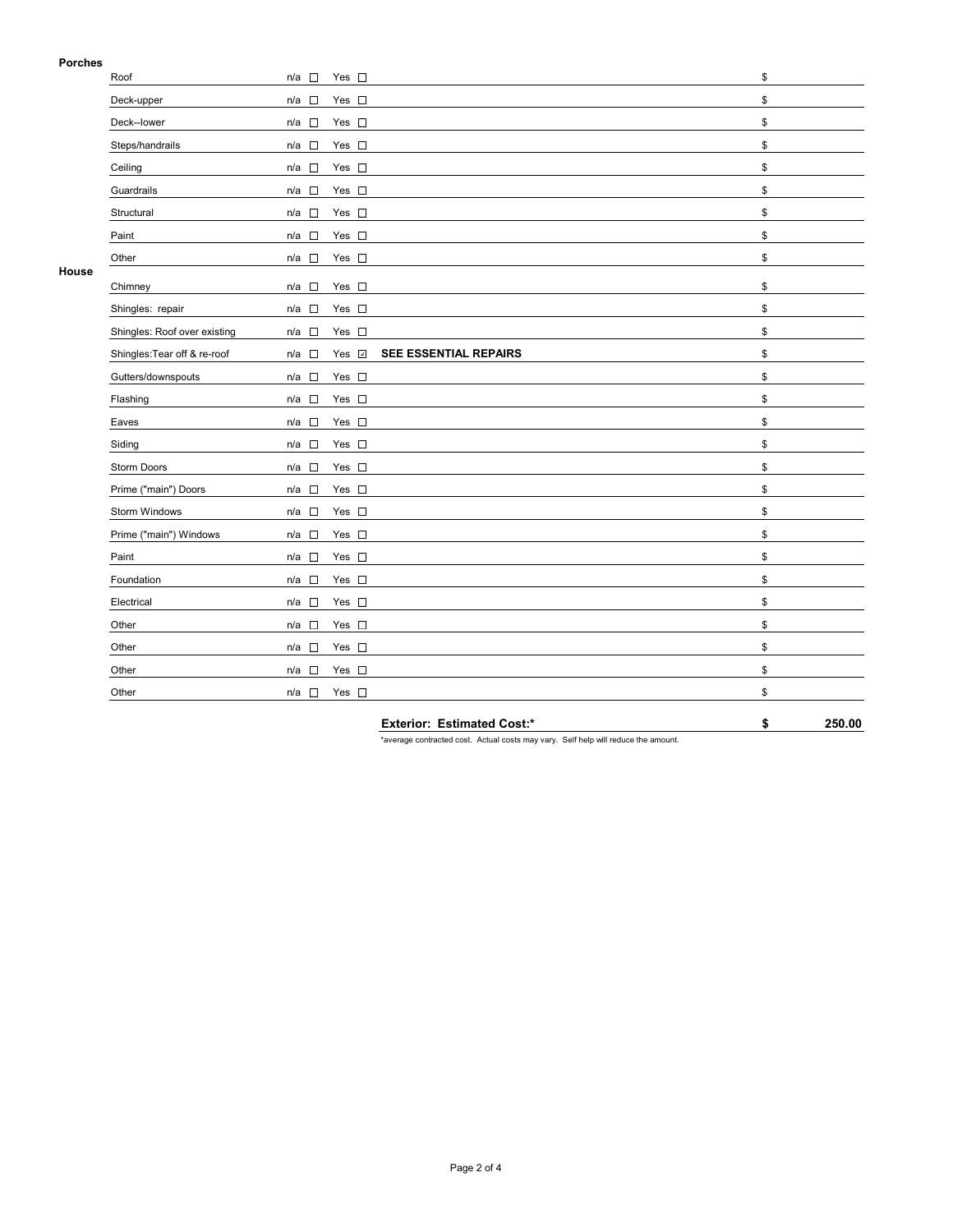**Porches**

| Item | n/a | Yes | Notes | Cost |
|---|---|---|---|---|
| Roof | ☐ | ☐ | | $ |
| Deck-upper | ☐ | ☐ | | $ |
| Deck--lower | ☐ | ☐ | | $ |
| Steps/handrails | ☐ | ☐ | | $ |
| Ceiling | ☐ | ☐ | | $ |
| Guardrails | ☐ | ☐ | | $ |
| Structural | ☐ | ☐ | | $ |
| Paint | ☐ | ☐ | | $ |
| Other | ☐ | ☐ | | $ |

**House**

| Item | n/a | Yes | Notes | Cost |
|---|---|---|---|---|
| Chimney | ☐ | ☐ | | $ |
| Shingles: repair | ☐ | ☐ | | $ |
| Shingles: Roof over existing | ☐ | ☐ | | $ |
| Shingles:Tear off & re-roof | ☐ | ☑ | **SEE ESSENTIAL REPAIRS** | $ |
| Gutters/downspouts | ☐ | ☐ | | $ |
| Flashing | ☐ | ☐ | | $ |
| Eaves | ☐ | ☐ | | $ |
| Siding | ☐ | ☐ | | $ |
| Storm Doors | ☐ | ☐ | | $ |
| Prime ("main") Doors | ☐ | ☐ | | $ |
| Storm Windows | ☐ | ☐ | | $ |
| Prime ("main") Windows | ☐ | ☐ | | $ |
| Paint | ☐ | ☐ | | $ |
| Foundation | ☐ | ☐ | | $ |
| Electrical | ☐ | ☐ | | $ |
| Other | ☐ | ☐ | | $ |
| Other | ☐ | ☐ | | $ |
| Other | ☐ | ☐ | | $ |
| Other | ☐ | ☐ | | $ |

**Exterior: Estimated Cost:*** **$ 250.00**

*average contracted cost. Actual costs may vary. Self help will reduce the amount.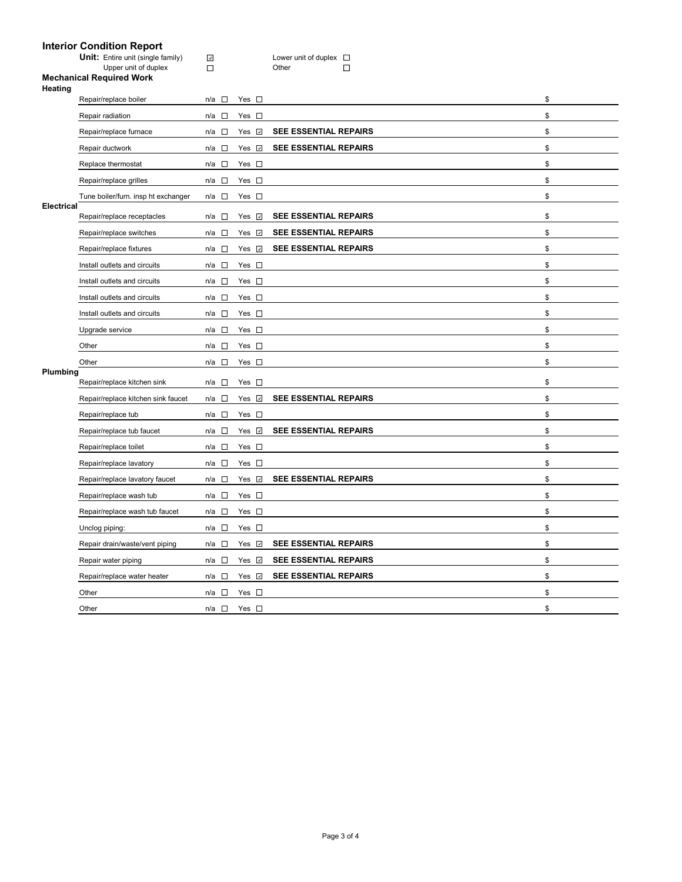## Interior Condition Report

**Unit:** Entire unit (single family) ☑ Lower unit of duplex ☐
Upper unit of duplex ☐ Other ☐

### Mechanical Required Work

**Heating**

| Item | n/a | Yes | Notes | Cost |
|---|---|---|---|---|
| Repair/replace boiler | ☐ | ☐ | | $ |
| Repair radiation | ☐ | ☐ | | $ |
| Repair/replace furnace | ☐ | ☑ | **SEE ESSENTIAL REPAIRS** | $ |
| Repair ductwork | ☐ | ☑ | **SEE ESSENTIAL REPAIRS** | $ |
| Replace thermostat | ☐ | ☐ | | $ |
| Repair/replace grilles | ☐ | ☐ | | $ |
| Tune boiler/furn. insp ht exchanger | ☐ | ☐ | | $ |

**Electrical**

| Item | n/a | Yes | Notes | Cost |
|---|---|---|---|---|
| Repair/replace receptacles | ☐ | ☑ | **SEE ESSENTIAL REPAIRS** | $ |
| Repair/replace switches | ☐ | ☑ | **SEE ESSENTIAL REPAIRS** | $ |
| Repair/replace fixtures | ☐ | ☑ | **SEE ESSENTIAL REPAIRS** | $ |
| Install outlets and circuits | ☐ | ☐ | | $ |
| Install outlets and circuits | ☐ | ☐ | | $ |
| Install outlets and circuits | ☐ | ☐ | | $ |
| Install outlets and circuits | ☐ | ☐ | | $ |
| Upgrade service | ☐ | ☐ | | $ |
| Other | ☐ | ☐ | | $ |
| Other | ☐ | ☐ | | $ |

**Plumbing**

| Item | n/a | Yes | Notes | Cost |
|---|---|---|---|---|
| Repair/replace kitchen sink | ☐ | ☐ | | $ |
| Repair/replace kitchen sink faucet | ☐ | ☑ | **SEE ESSENTIAL REPAIRS** | $ |
| Repair/replace tub | ☐ | ☐ | | $ |
| Repair/replace tub faucet | ☐ | ☑ | **SEE ESSENTIAL REPAIRS** | $ |
| Repair/replace toilet | ☐ | ☐ | | $ |
| Repair/replace lavatory | ☐ | ☐ | | $ |
| Repair/replace lavatory faucet | ☐ | ☑ | **SEE ESSENTIAL REPAIRS** | $ |
| Repair/replace wash tub | ☐ | ☐ | | $ |
| Repair/replace wash tub faucet | ☐ | ☐ | | $ |
| Unclog piping: | ☐ | ☐ | | $ |
| Repair drain/waste/vent piping | ☐ | ☑ | **SEE ESSENTIAL REPAIRS** | $ |
| Repair water piping | ☐ | ☑ | **SEE ESSENTIAL REPAIRS** | $ |
| Repair/replace water heater | ☐ | ☑ | **SEE ESSENTIAL REPAIRS** | $ |
| Other | ☐ | ☐ | | $ |
| Other | ☐ | ☐ | | $ |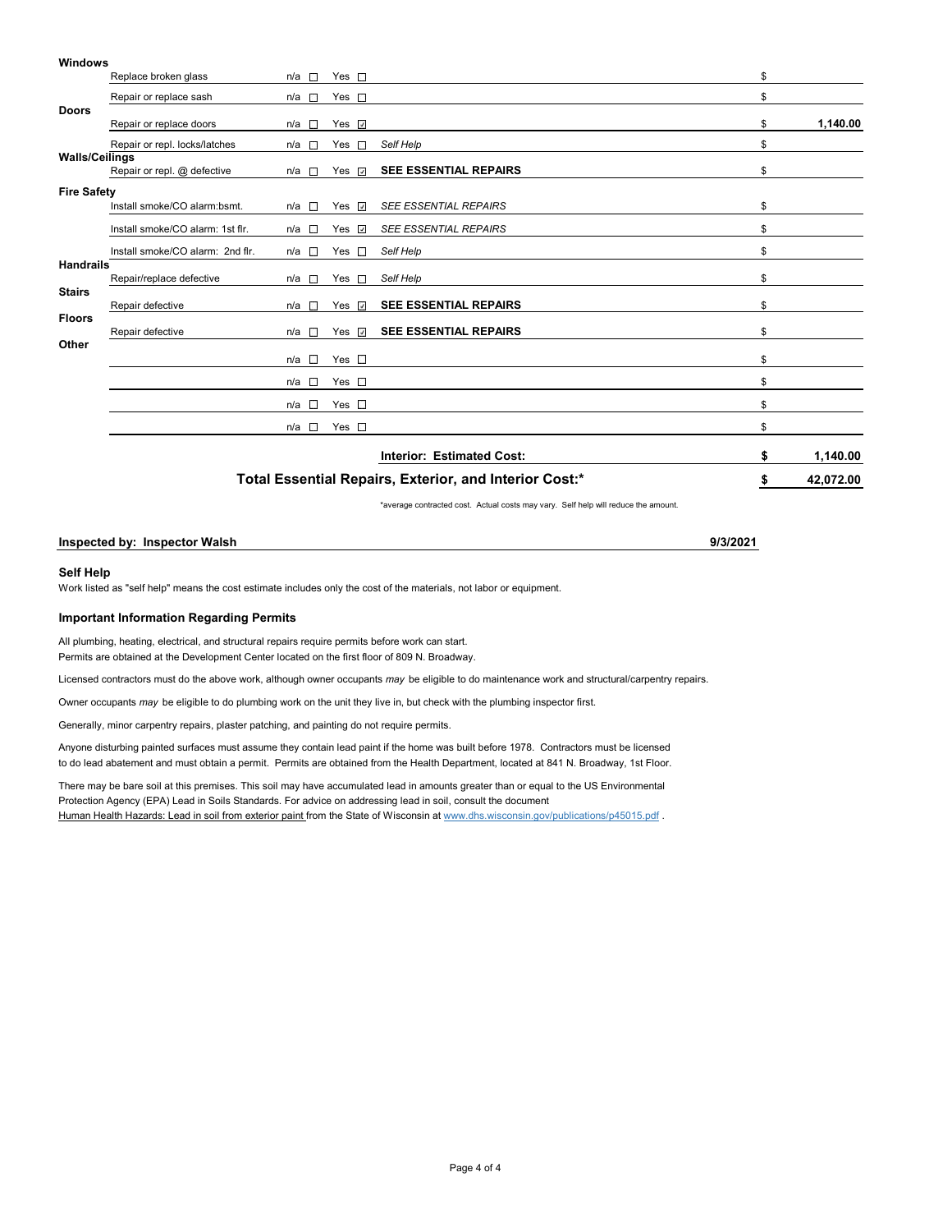| | | | | | |
|---|---|---|---|---|---|
| **Windows** | | | | | |
| | Replace broken glass | n/a ☐ | Yes ☐ | | $ |
| | Repair or replace sash | n/a ☐ | Yes ☐ | | $ |
| **Doors** | | | | | |
| | Repair or replace doors | n/a ☐ | Yes ☑ | | $ 1,140.00 |
| | Repair or repl. locks/latches | n/a ☐ | Yes ☐ | *Self Help* | $ |
| **Walls/Ceilings** | | | | | |
| | Repair or repl. @ defective | n/a ☐ | Yes ☑ | **SEE ESSENTIAL REPAIRS** | $ |
| **Fire Safety** | | | | | |
| | Install smoke/CO alarm:bsmt. | n/a ☐ | Yes ☑ | *SEE ESSENTIAL REPAIRS* | $ |
| | Install smoke/CO alarm: 1st flr. | n/a ☐ | Yes ☑ | *SEE ESSENTIAL REPAIRS* | $ |
| | Install smoke/CO alarm: 2nd flr. | n/a ☐ | Yes ☐ | *Self Help* | $ |
| **Handrails** | | | | | |
| | Repair/replace defective | n/a ☐ | Yes ☐ | *Self Help* | $ |
| **Stairs** | | | | | |
| | Repair defective | n/a ☐ | Yes ☑ | **SEE ESSENTIAL REPAIRS** | $ |
| **Floors** | | | | | |
| | Repair defective | n/a ☐ | Yes ☑ | **SEE ESSENTIAL REPAIRS** | $ |
| **Other** | | | | | |
| | | n/a ☐ | Yes ☐ | | $ |
| | | n/a ☐ | Yes ☐ | | $ |
| | | n/a ☐ | Yes ☐ | | $ |
| | | n/a ☐ | Yes ☐ | | $ |
| | | | | **Interior: Estimated Cost:** | **$ 1,140.00** |
| | | | | **Total Essential Repairs, Exterior, and Interior Cost:*** | **$ 42,072.00** |

*average contracted cost. Actual costs may vary. Self help will reduce the amount.

**Inspected by: Inspector Walsh** **9/3/2021**

### Self Help

Work listed as "self help" means the cost estimate includes only the cost of the materials, not labor or equipment.

### Important Information Regarding Permits

All plumbing, heating, electrical, and structural repairs require permits before work can start.
Permits are obtained at the Development Center located on the first floor of 809 N. Broadway.

Licensed contractors must do the above work, although owner occupants *may* be eligible to do maintenance work and structural/carpentry repairs.

Owner occupants *may* be eligible to do plumbing work on the unit they live in, but check with the plumbing inspector first.

Generally, minor carpentry repairs, plaster patching, and painting do not require permits.

Anyone disturbing painted surfaces must assume they contain lead paint if the home was built before 1978. Contractors must be licensed to do lead abatement and must obtain a permit. Permits are obtained from the Health Department, located at 841 N. Broadway, 1st Floor.

There may be bare soil at this premises. This soil may have accumulated lead in amounts greater than or equal to the US Environmental Protection Agency (EPA) Lead in Soils Standards. For advice on addressing lead in soil, consult the document Human Health Hazards: Lead in soil from exterior paint from the State of Wisconsin at www.dhs.wisconsin.gov/publications/p45015.pdf .